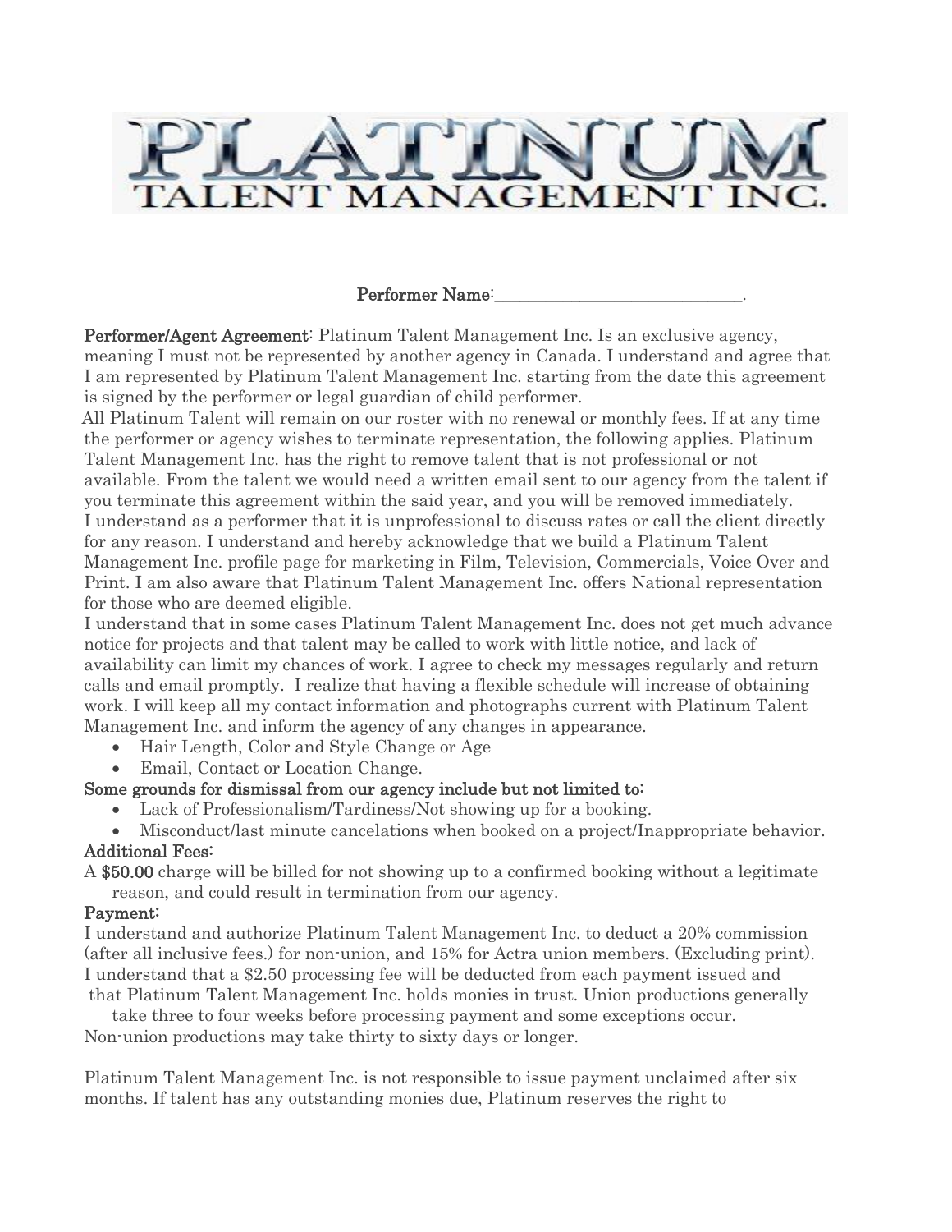# PLATINUM TALENT MANAGEMENT INC.

Performer Name:\_\_\_\_\_\_\_\_\_\_\_\_\_\_\_\_\_\_\_\_\_\_\_\_\_\_\_\_\_\_.

**Performer/Agent Agreement**: Platinum Talent Management Inc. Is an exclusive agency, meaning I must not be represented by another agency in Canada. I understand and agree that I am represented by Platinum Talent Management Inc. starting from the date this agreement is signed by the performer or legal guardian of child performer.

All Platinum Talent will remain on our roster with no renewal or monthly fees. If at any time the performer or agency wishes to terminate representation, the following applies. Platinum Talent Management Inc. has the right to remove talent that is not professional or not available. From the talent we would need a written email sent to our agency from the talent if you terminate this agreement within the said year, and you will be removed immediately.

I understand as a performer that it is unprofessional to discuss rates or call the client directly for any reason. I understand and hereby acknowledge that we build a Platinum Talent Management Inc. profile page for marketing in Film, Television, Commercials, Voice Over and Print. I am also aware that Platinum Talent Management Inc. offers National representation for those who are deemed eligible.

I understand that in some cases Platinum Talent Management Inc. does not get much advance notice for projects and that talent may be called to work with little notice, and lack of availability can limit my chances of work. I agree to check my messages regularly and return calls and email promptly. I realize that having a flexible schedule will increase of obtaining work. I will keep all my contact information and photographs current with Platinum Talent Management Inc. and inform the agency of any changes in appearance.

- Hair Length, Color and Style Change or Age
- Email, Contact or Location Change.

**Some grounds for dismissal from our agency include but not limited to:**

- Lack of Professionalism/Tardiness/Not showing up for a booking.
- Misconduct/last minute cancelations when booked on a project/Inappropriate behavior.

**Additional Fees:**

A **$50.00** charge will be billed for not showing up to a confirmed booking without a legitimate reason, and could result in termination from our agency.

**Payment:**

I understand and authorize Platinum Talent Management Inc. to deduct a 20% commission (after all inclusive fees.) for non-union, and 15% for Actra union members. (Excluding print). I understand that a $2.50 processing fee will be deducted from each payment issued and that Platinum Talent Management Inc. holds monies in trust. Union productions generally take three to four weeks before processing payment and some exceptions occur. Non-union productions may take thirty to sixty days or longer.

Platinum Talent Management Inc. is not responsible to issue payment unclaimed after six months. If talent has any outstanding monies due, Platinum reserves the right to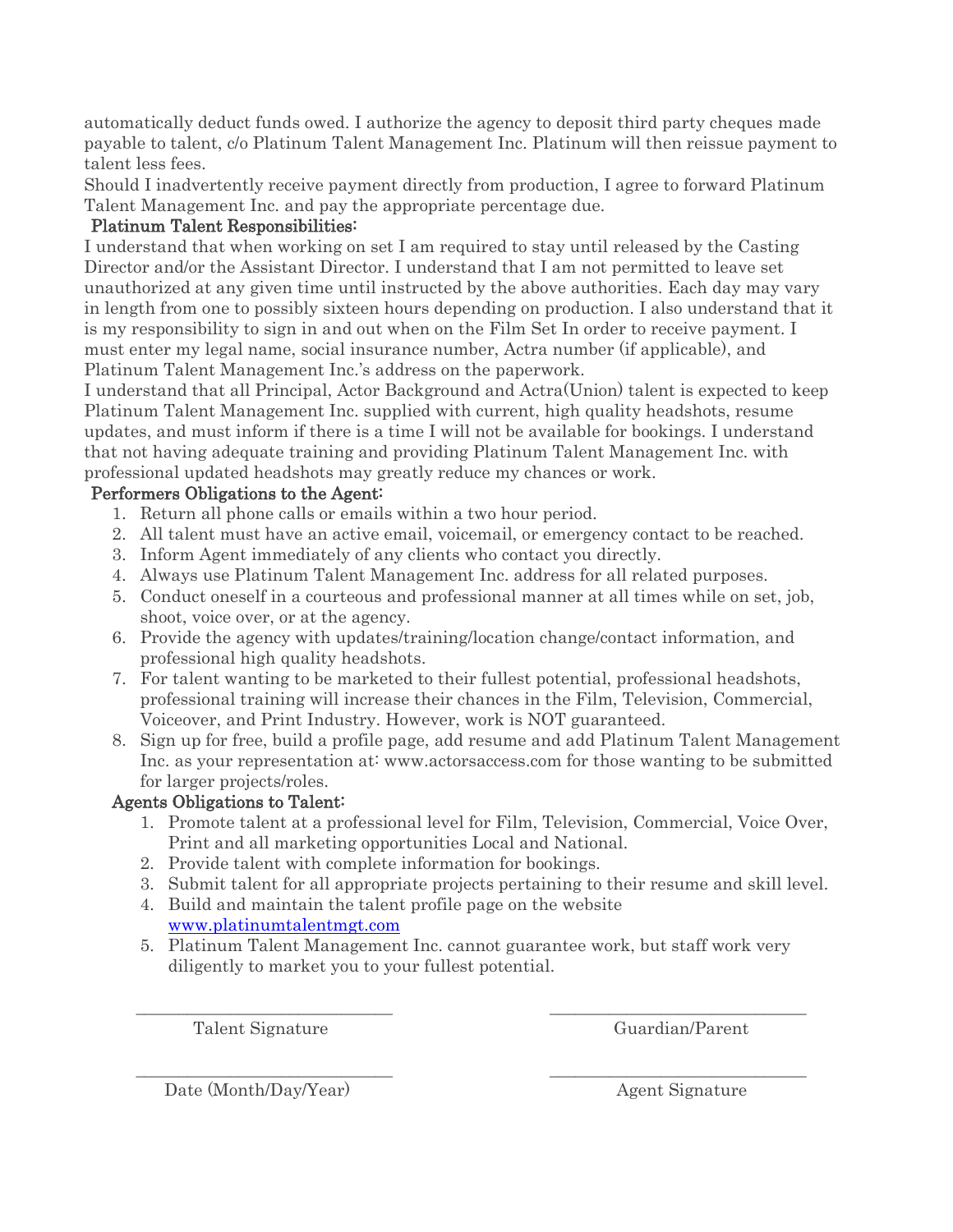automatically deduct funds owed. I authorize the agency to deposit third party cheques made payable to talent, c/o Platinum Talent Management Inc. Platinum will then reissue payment to talent less fees.

Should I inadvertently receive payment directly from production, I agree to forward Platinum Talent Management Inc. and pay the appropriate percentage due.

**Platinum Talent Responsibilities:**

I understand that when working on set I am required to stay until released by the Casting Director and/or the Assistant Director. I understand that I am not permitted to leave set unauthorized at any given time until instructed by the above authorities. Each day may vary in length from one to possibly sixteen hours depending on production. I also understand that it is my responsibility to sign in and out when on the Film Set In order to receive payment. I must enter my legal name, social insurance number, Actra number (if applicable), and Platinum Talent Management Inc.'s address on the paperwork.

I understand that all Principal, Actor Background and Actra(Union) talent is expected to keep Platinum Talent Management Inc. supplied with current, high quality headshots, resume updates, and must inform if there is a time I will not be available for bookings. I understand that not having adequate training and providing Platinum Talent Management Inc. with professional updated headshots may greatly reduce my chances or work.

**Performers Obligations to the Agent:**

1. Return all phone calls or emails within a two hour period.
2. All talent must have an active email, voicemail, or emergency contact to be reached.
3. Inform Agent immediately of any clients who contact you directly.
4. Always use Platinum Talent Management Inc. address for all related purposes.
5. Conduct oneself in a courteous and professional manner at all times while on set, job, shoot, voice over, or at the agency.
6. Provide the agency with updates/training/location change/contact information, and professional high quality headshots.
7. For talent wanting to be marketed to their fullest potential, professional headshots, professional training will increase their chances in the Film, Television, Commercial, Voiceover, and Print Industry. However, work is NOT guaranteed.
8. Sign up for free, build a profile page, add resume and add Platinum Talent Management Inc. as your representation at: www.actorsaccess.com for those wanting to be submitted for larger projects/roles.

**Agents Obligations to Talent:**

1. Promote talent at a professional level for Film, Television, Commercial, Voice Over, Print and all marketing opportunities Local and National.
2. Provide talent with complete information for bookings.
3. Submit talent for all appropriate projects pertaining to their resume and skill level.
4. Build and maintain the talent profile page on the website [www.platinumtalentmgt.com](http://www.platinumtalentmgt.com)
5. Platinum Talent Management Inc. cannot guarantee work, but staff work very diligently to market you to your fullest potential.

| | |
|---|---|
| ______________________________ | ______________________________ |
| Talent Signature | Guardian/Parent |
| ______________________________ | ______________________________ |
| Date (Month/Day/Year) | Agent Signature |